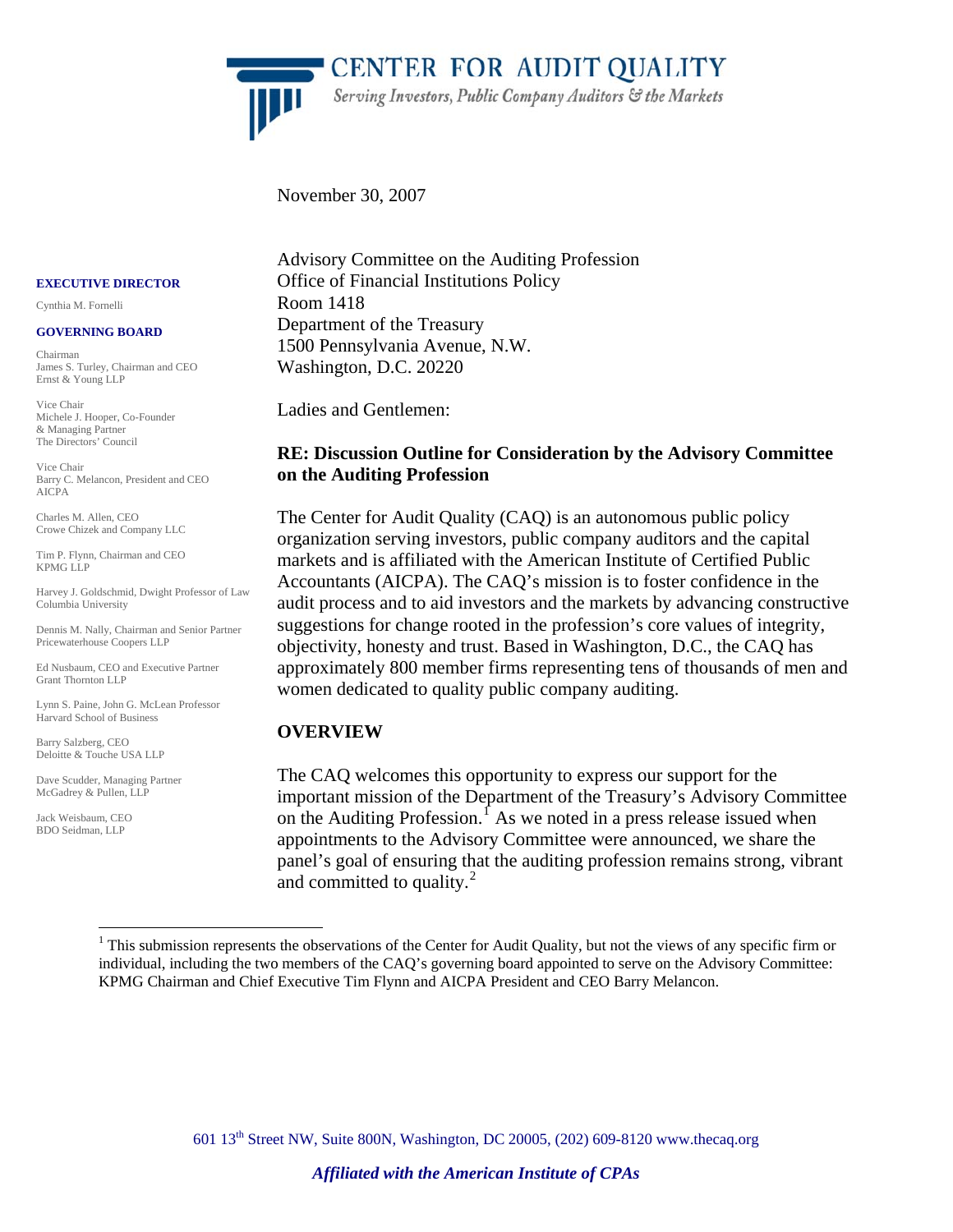# CENTER FOR AUDIT QUALITY

*Serving Investors, Public Company Auditors & the Markets*

**EXECUTIVE DIRECTOR**

Cynthia M. Fornelli

**GOVERNING BOARD**

Chairman
James S. Turley, Chairman and CEO
Ernst & Young LLP

Vice Chair
Michele J. Hooper, Co-Founder
& Managing Partner
The Directors' Council

Vice Chair
Barry C. Melancon, President and CEO
AICPA

Charles M. Allen, CEO
Crowe Chizek and Company LLC

Tim P. Flynn, Chairman and CEO
KPMG LLP

Harvey J. Goldschmid, Dwight Professor of Law
Columbia University

Dennis M. Nally, Chairman and Senior Partner
Pricewaterhouse Coopers LLP

Ed Nusbaum, CEO and Executive Partner
Grant Thornton LLP

Lynn S. Paine, John G. McLean Professor
Harvard School of Business

Barry Salzberg, CEO
Deloitte & Touche USA LLP

Dave Scudder, Managing Partner
McGadrey & Pullen, LLP

Jack Weisbaum, CEO
BDO Seidman, LLP

November 30, 2007

Advisory Committee on the Auditing Profession
Office of Financial Institutions Policy
Room 1418
Department of the Treasury
1500 Pennsylvania Avenue, N.W.
Washington, D.C. 20220

Ladies and Gentlemen:

**RE: Discussion Outline for Consideration by the Advisory Committee on the Auditing Profession**

The Center for Audit Quality (CAQ) is an autonomous public policy organization serving investors, public company auditors and the capital markets and is affiliated with the American Institute of Certified Public Accountants (AICPA). The CAQ's mission is to foster confidence in the audit process and to aid investors and the markets by advancing constructive suggestions for change rooted in the profession's core values of integrity, objectivity, honesty and trust. Based in Washington, D.C., the CAQ has approximately 800 member firms representing tens of thousands of men and women dedicated to quality public company auditing.

## OVERVIEW

The CAQ welcomes this opportunity to express our support for the important mission of the Department of the Treasury's Advisory Committee on the Auditing Profession.[1] As we noted in a press release issued when appointments to the Advisory Committee were announced, we share the panel's goal of ensuring that the auditing profession remains strong, vibrant and committed to quality.[2]

[1] This submission represents the observations of the Center for Audit Quality, but not the views of any specific firm or individual, including the two members of the CAQ's governing board appointed to serve on the Advisory Committee: KPMG Chairman and Chief Executive Tim Flynn and AICPA President and CEO Barry Melancon.

601 13th Street NW, Suite 800N, Washington, DC 20005, (202) 609-8120 www.thecaq.org

*Affiliated with the American Institute of CPAs*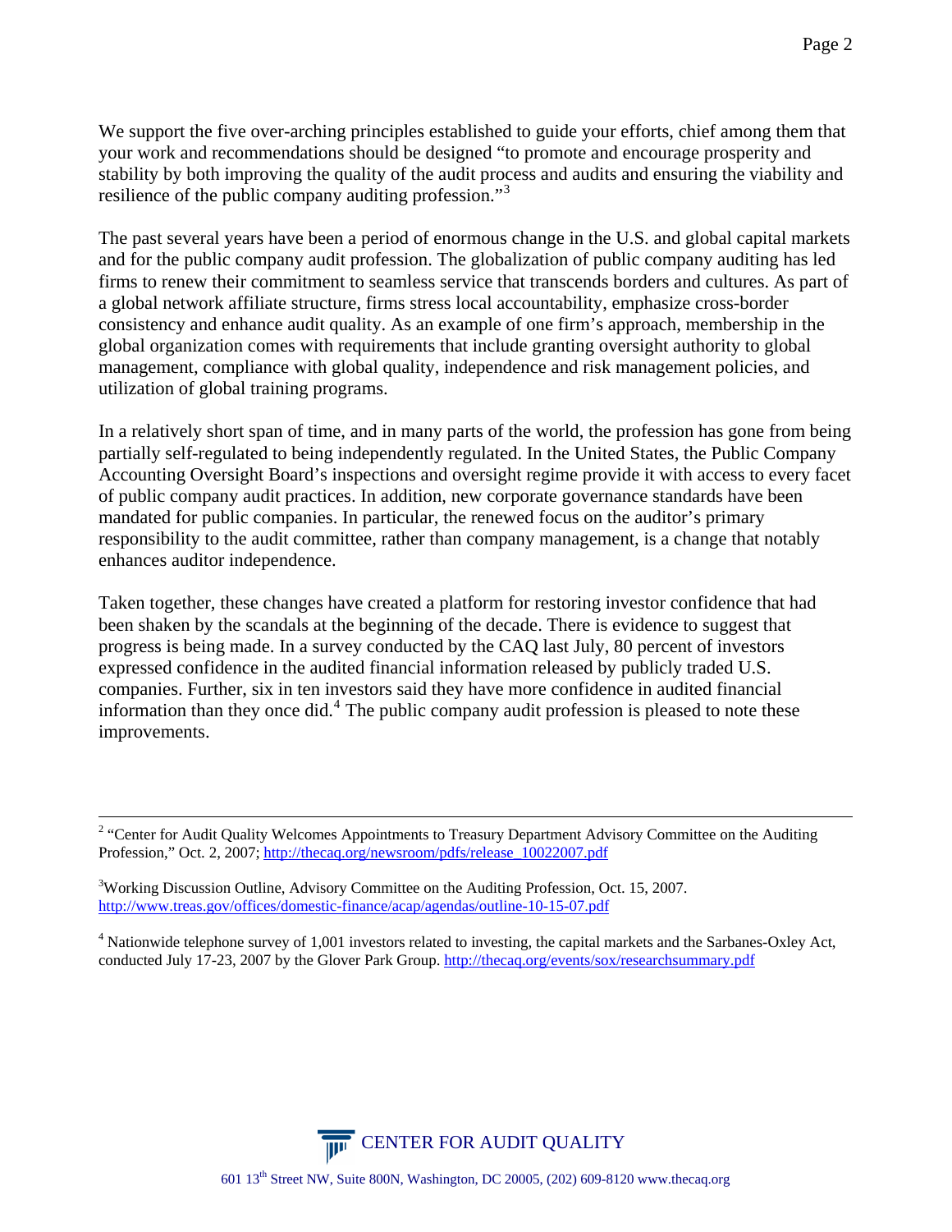We support the five over-arching principles established to guide your efforts, chief among them that your work and recommendations should be designed "to promote and encourage prosperity and stability by both improving the quality of the audit process and audits and ensuring the viability and resilience of the public company auditing profession."[3]

The past several years have been a period of enormous change in the U.S. and global capital markets and for the public company audit profession. The globalization of public company auditing has led firms to renew their commitment to seamless service that transcends borders and cultures. As part of a global network affiliate structure, firms stress local accountability, emphasize cross-border consistency and enhance audit quality. As an example of one firm's approach, membership in the global organization comes with requirements that include granting oversight authority to global management, compliance with global quality, independence and risk management policies, and utilization of global training programs.

In a relatively short span of time, and in many parts of the world, the profession has gone from being partially self-regulated to being independently regulated. In the United States, the Public Company Accounting Oversight Board's inspections and oversight regime provide it with access to every facet of public company audit practices. In addition, new corporate governance standards have been mandated for public companies. In particular, the renewed focus on the auditor's primary responsibility to the audit committee, rather than company management, is a change that notably enhances auditor independence.

Taken together, these changes have created a platform for restoring investor confidence that had been shaken by the scandals at the beginning of the decade. There is evidence to suggest that progress is being made. In a survey conducted by the CAQ last July, 80 percent of investors expressed confidence in the audited financial information released by publicly traded U.S. companies. Further, six in ten investors said they have more confidence in audited financial information than they once did.[4] The public company audit profession is pleased to note these improvements.

---

[2] "Center for Audit Quality Welcomes Appointments to Treasury Department Advisory Committee on the Auditing Profession," Oct. 2, 2007; http://thecaq.org/newsroom/pdfs/release_10022007.pdf

[3] Working Discussion Outline, Advisory Committee on the Auditing Profession, Oct. 15, 2007. http://www.treas.gov/offices/domestic-finance/acap/agendas/outline-10-15-07.pdf

[4] Nationwide telephone survey of 1,001 investors related to investing, the capital markets and the Sarbanes-Oxley Act, conducted July 17-23, 2007 by the Glover Park Group. http://thecaq.org/events/sox/researchsummary.pdf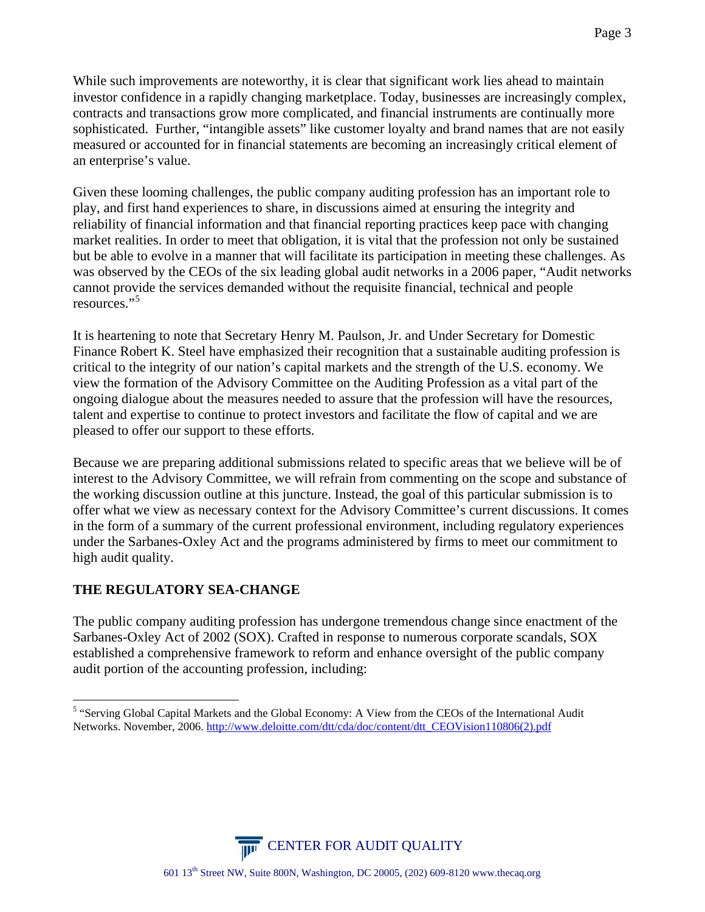While such improvements are noteworthy, it is clear that significant work lies ahead to maintain investor confidence in a rapidly changing marketplace. Today, businesses are increasingly complex, contracts and transactions grow more complicated, and financial instruments are continually more sophisticated. Further, "intangible assets" like customer loyalty and brand names that are not easily measured or accounted for in financial statements are becoming an increasingly critical element of an enterprise's value.

Given these looming challenges, the public company auditing profession has an important role to play, and first hand experiences to share, in discussions aimed at ensuring the integrity and reliability of financial information and that financial reporting practices keep pace with changing market realities. In order to meet that obligation, it is vital that the profession not only be sustained but be able to evolve in a manner that will facilitate its participation in meeting these challenges. As was observed by the CEOs of the six leading global audit networks in a 2006 paper, "Audit networks cannot provide the services demanded without the requisite financial, technical and people resources."[5]

It is heartening to note that Secretary Henry M. Paulson, Jr. and Under Secretary for Domestic Finance Robert K. Steel have emphasized their recognition that a sustainable auditing profession is critical to the integrity of our nation's capital markets and the strength of the U.S. economy. We view the formation of the Advisory Committee on the Auditing Profession as a vital part of the ongoing dialogue about the measures needed to assure that the profession will have the resources, talent and expertise to continue to protect investors and facilitate the flow of capital and we are pleased to offer our support to these efforts.

Because we are preparing additional submissions related to specific areas that we believe will be of interest to the Advisory Committee, we will refrain from commenting on the scope and substance of the working discussion outline at this juncture. Instead, the goal of this particular submission is to offer what we view as necessary context for the Advisory Committee's current discussions. It comes in the form of a summary of the current professional environment, including regulatory experiences under the Sarbanes-Oxley Act and the programs administered by firms to meet our commitment to high audit quality.

## THE REGULATORY SEA-CHANGE

The public company auditing profession has undergone tremendous change since enactment of the Sarbanes-Oxley Act of 2002 (SOX). Crafted in response to numerous corporate scandals, SOX established a comprehensive framework to reform and enhance oversight of the public company audit portion of the accounting profession, including:

---

[5] "Serving Global Capital Markets and the Global Economy: A View from the CEOs of the International Audit Networks. November, 2006. http://www.deloitte.com/dtt/cda/doc/content/dtt_CEOVision110806(2).pdf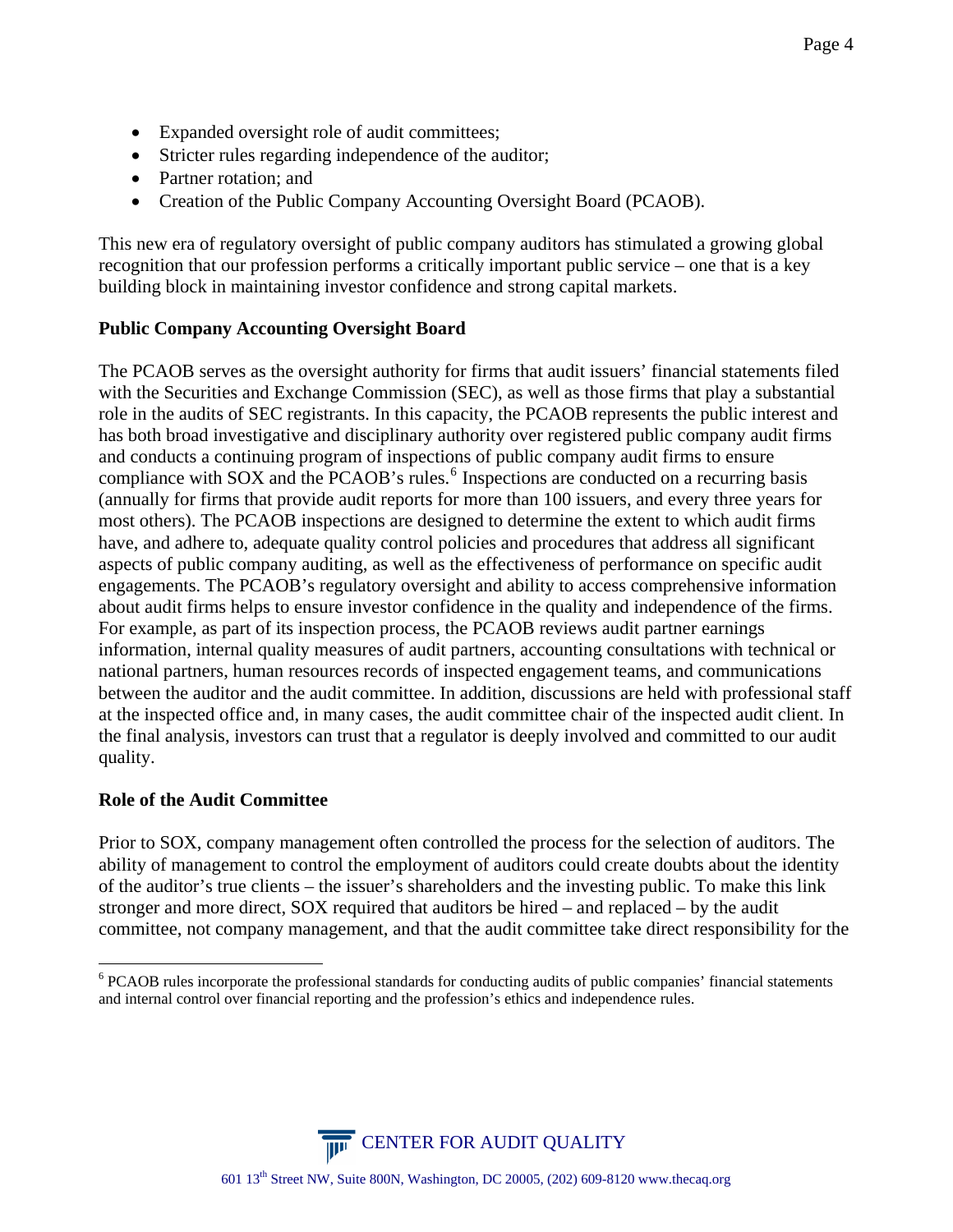- Expanded oversight role of audit committees;
- Stricter rules regarding independence of the auditor;
- Partner rotation; and
- Creation of the Public Company Accounting Oversight Board (PCAOB).

This new era of regulatory oversight of public company auditors has stimulated a growing global recognition that our profession performs a critically important public service – one that is a key building block in maintaining investor confidence and strong capital markets.

**Public Company Accounting Oversight Board**

The PCAOB serves as the oversight authority for firms that audit issuers' financial statements filed with the Securities and Exchange Commission (SEC), as well as those firms that play a substantial role in the audits of SEC registrants. In this capacity, the PCAOB represents the public interest and has both broad investigative and disciplinary authority over registered public company audit firms and conducts a continuing program of inspections of public company audit firms to ensure compliance with SOX and the PCAOB's rules.[6] Inspections are conducted on a recurring basis (annually for firms that provide audit reports for more than 100 issuers, and every three years for most others). The PCAOB inspections are designed to determine the extent to which audit firms have, and adhere to, adequate quality control policies and procedures that address all significant aspects of public company auditing, as well as the effectiveness of performance on specific audit engagements. The PCAOB's regulatory oversight and ability to access comprehensive information about audit firms helps to ensure investor confidence in the quality and independence of the firms. For example, as part of its inspection process, the PCAOB reviews audit partner earnings information, internal quality measures of audit partners, accounting consultations with technical or national partners, human resources records of inspected engagement teams, and communications between the auditor and the audit committee. In addition, discussions are held with professional staff at the inspected office and, in many cases, the audit committee chair of the inspected audit client. In the final analysis, investors can trust that a regulator is deeply involved and committed to our audit quality.

**Role of the Audit Committee**

Prior to SOX, company management often controlled the process for the selection of auditors. The ability of management to control the employment of auditors could create doubts about the identity of the auditor's true clients – the issuer's shareholders and the investing public. To make this link stronger and more direct, SOX required that auditors be hired – and replaced – by the audit committee, not company management, and that the audit committee take direct responsibility for the

[6] PCAOB rules incorporate the professional standards for conducting audits of public companies' financial statements and internal control over financial reporting and the profession's ethics and independence rules.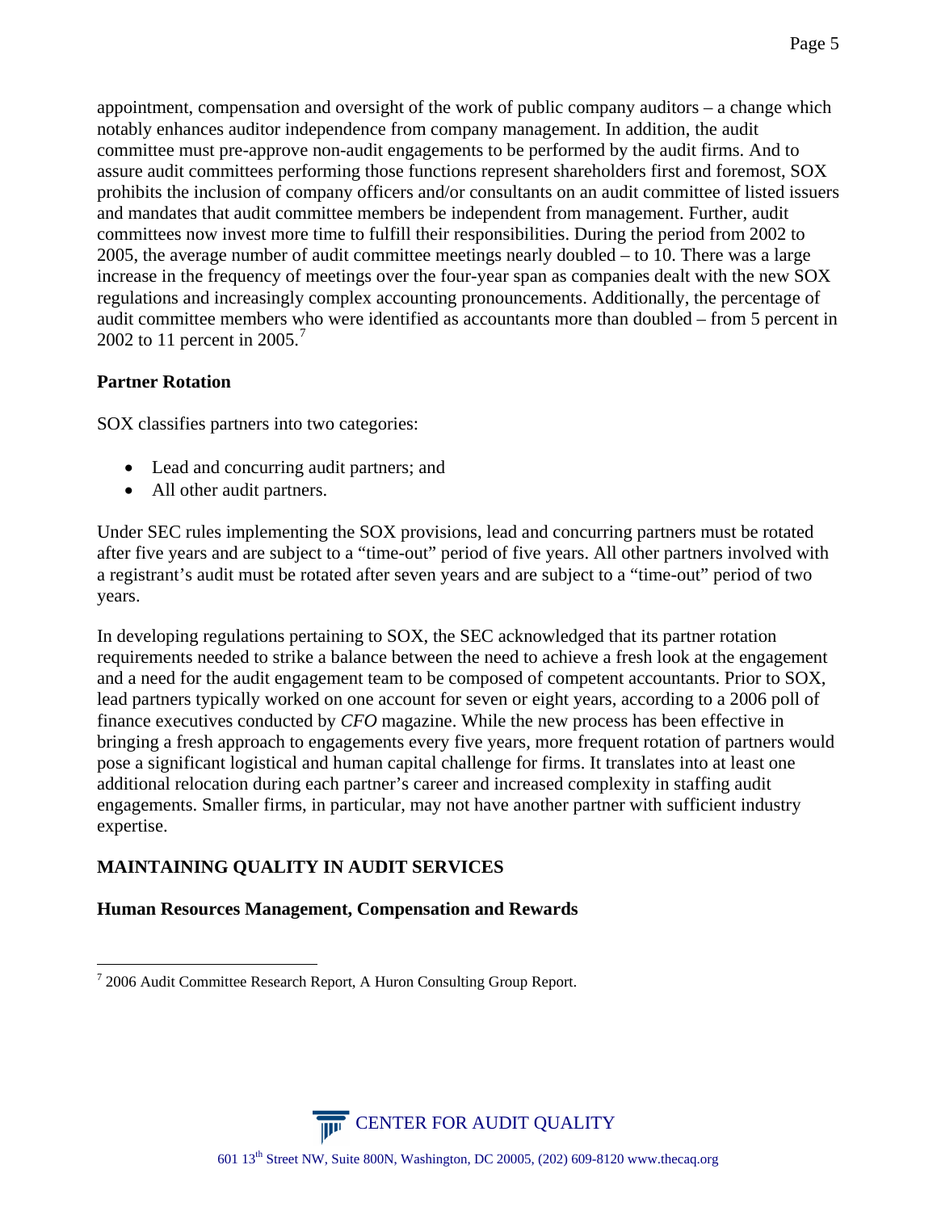appointment, compensation and oversight of the work of public company auditors – a change which notably enhances auditor independence from company management. In addition, the audit committee must pre-approve non-audit engagements to be performed by the audit firms. And to assure audit committees performing those functions represent shareholders first and foremost, SOX prohibits the inclusion of company officers and/or consultants on an audit committee of listed issuers and mandates that audit committee members be independent from management. Further, audit committees now invest more time to fulfill their responsibilities. During the period from 2002 to 2005, the average number of audit committee meetings nearly doubled – to 10. There was a large increase in the frequency of meetings over the four-year span as companies dealt with the new SOX regulations and increasingly complex accounting pronouncements. Additionally, the percentage of audit committee members who were identified as accountants more than doubled – from 5 percent in 2002 to 11 percent in 2005.[7]

**Partner Rotation**

SOX classifies partners into two categories:

- Lead and concurring audit partners; and
- All other audit partners.

Under SEC rules implementing the SOX provisions, lead and concurring partners must be rotated after five years and are subject to a "time-out" period of five years. All other partners involved with a registrant's audit must be rotated after seven years and are subject to a "time-out" period of two years.

In developing regulations pertaining to SOX, the SEC acknowledged that its partner rotation requirements needed to strike a balance between the need to achieve a fresh look at the engagement and a need for the audit engagement team to be composed of competent accountants. Prior to SOX, lead partners typically worked on one account for seven or eight years, according to a 2006 poll of finance executives conducted by *CFO* magazine. While the new process has been effective in bringing a fresh approach to engagements every five years, more frequent rotation of partners would pose a significant logistical and human capital challenge for firms. It translates into at least one additional relocation during each partner's career and increased complexity in staffing audit engagements. Smaller firms, in particular, may not have another partner with sufficient industry expertise.

## MAINTAINING QUALITY IN AUDIT SERVICES

**Human Resources Management, Compensation and Rewards**

[7] 2006 Audit Committee Research Report, A Huron Consulting Group Report.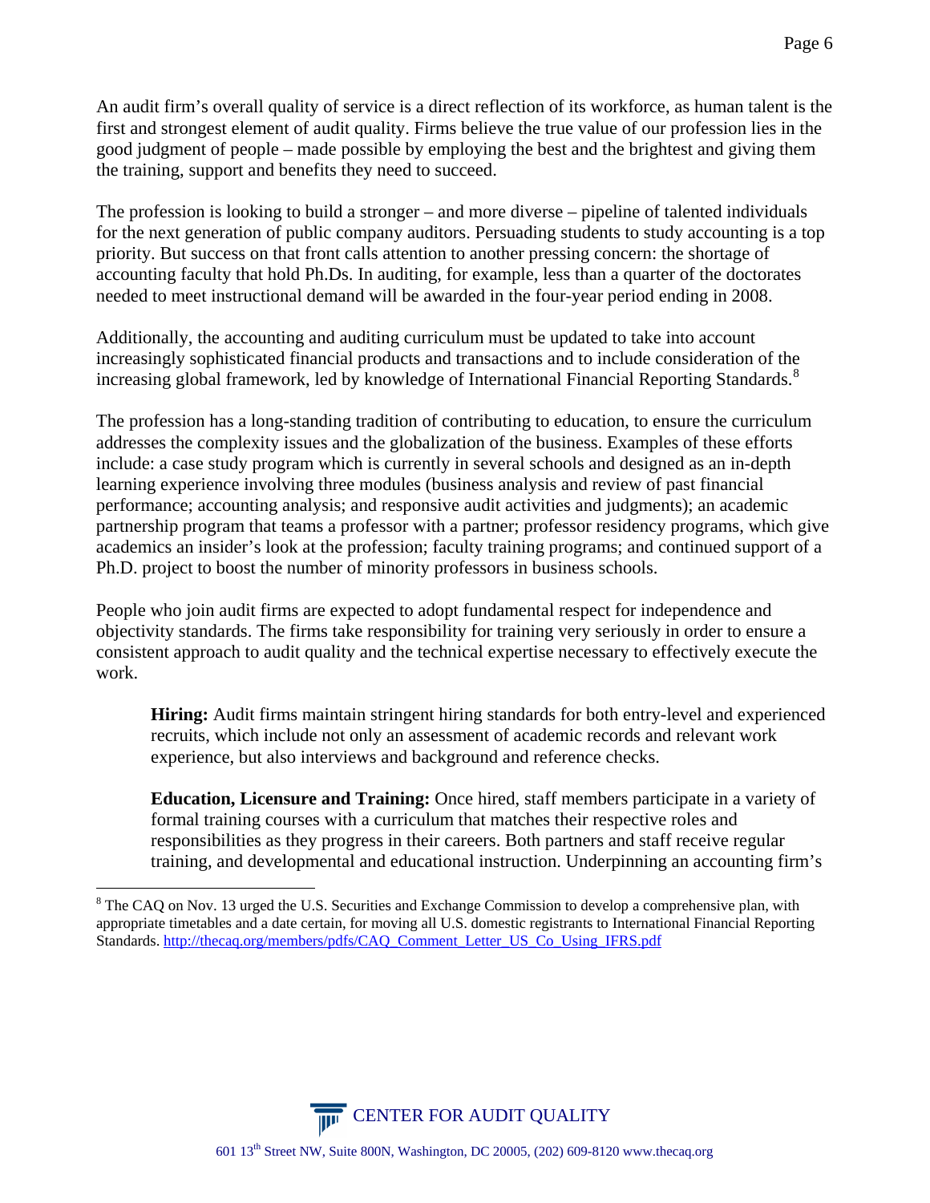An audit firm's overall quality of service is a direct reflection of its workforce, as human talent is the first and strongest element of audit quality. Firms believe the true value of our profession lies in the good judgment of people – made possible by employing the best and the brightest and giving them the training, support and benefits they need to succeed.

The profession is looking to build a stronger – and more diverse – pipeline of talented individuals for the next generation of public company auditors. Persuading students to study accounting is a top priority. But success on that front calls attention to another pressing concern: the shortage of accounting faculty that hold Ph.Ds. In auditing, for example, less than a quarter of the doctorates needed to meet instructional demand will be awarded in the four-year period ending in 2008.

Additionally, the accounting and auditing curriculum must be updated to take into account increasingly sophisticated financial products and transactions and to include consideration of the increasing global framework, led by knowledge of International Financial Reporting Standards.[8]

The profession has a long-standing tradition of contributing to education, to ensure the curriculum addresses the complexity issues and the globalization of the business. Examples of these efforts include: a case study program which is currently in several schools and designed as an in-depth learning experience involving three modules (business analysis and review of past financial performance; accounting analysis; and responsive audit activities and judgments); an academic partnership program that teams a professor with a partner; professor residency programs, which give academics an insider's look at the profession; faculty training programs; and continued support of a Ph.D. project to boost the number of minority professors in business schools.

People who join audit firms are expected to adopt fundamental respect for independence and objectivity standards. The firms take responsibility for training very seriously in order to ensure a consistent approach to audit quality and the technical expertise necessary to effectively execute the work.

> **Hiring:** Audit firms maintain stringent hiring standards for both entry-level and experienced recruits, which include not only an assessment of academic records and relevant work experience, but also interviews and background and reference checks.
>
> **Education, Licensure and Training:** Once hired, staff members participate in a variety of formal training courses with a curriculum that matches their respective roles and responsibilities as they progress in their careers. Both partners and staff receive regular training, and developmental and educational instruction. Underpinning an accounting firm's

---

[8] The CAQ on Nov. 13 urged the U.S. Securities and Exchange Commission to develop a comprehensive plan, with appropriate timetables and a date certain, for moving all U.S. domestic registrants to International Financial Reporting Standards. http://thecaq.org/members/pdfs/CAQ_Comment_Letter_US_Co_Using_IFRS.pdf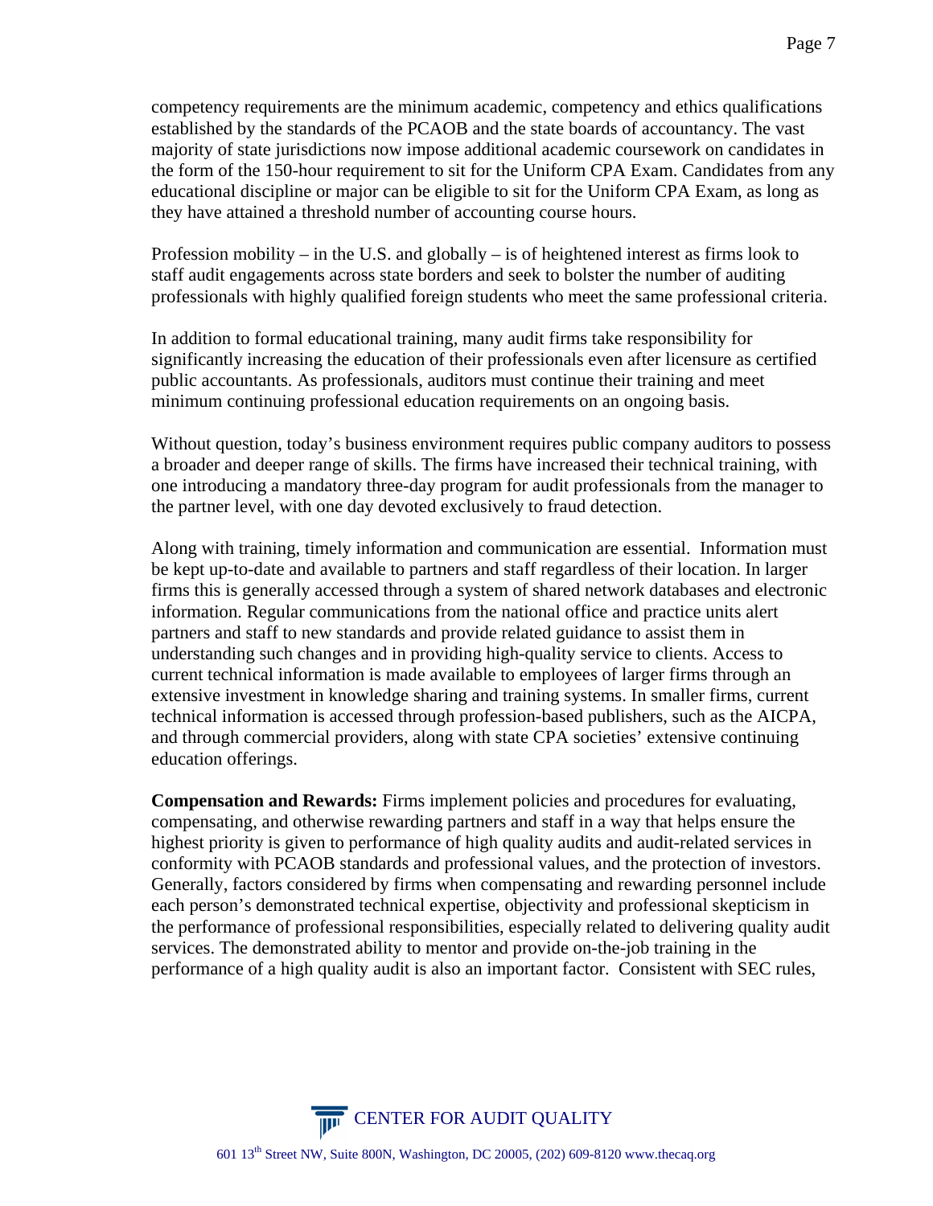competency requirements are the minimum academic, competency and ethics qualifications established by the standards of the PCAOB and the state boards of accountancy. The vast majority of state jurisdictions now impose additional academic coursework on candidates in the form of the 150-hour requirement to sit for the Uniform CPA Exam. Candidates from any educational discipline or major can be eligible to sit for the Uniform CPA Exam, as long as they have attained a threshold number of accounting course hours.

Profession mobility – in the U.S. and globally – is of heightened interest as firms look to staff audit engagements across state borders and seek to bolster the number of auditing professionals with highly qualified foreign students who meet the same professional criteria.

In addition to formal educational training, many audit firms take responsibility for significantly increasing the education of their professionals even after licensure as certified public accountants. As professionals, auditors must continue their training and meet minimum continuing professional education requirements on an ongoing basis.

Without question, today's business environment requires public company auditors to possess a broader and deeper range of skills. The firms have increased their technical training, with one introducing a mandatory three-day program for audit professionals from the manager to the partner level, with one day devoted exclusively to fraud detection.

Along with training, timely information and communication are essential. Information must be kept up-to-date and available to partners and staff regardless of their location. In larger firms this is generally accessed through a system of shared network databases and electronic information. Regular communications from the national office and practice units alert partners and staff to new standards and provide related guidance to assist them in understanding such changes and in providing high-quality service to clients. Access to current technical information is made available to employees of larger firms through an extensive investment in knowledge sharing and training systems. In smaller firms, current technical information is accessed through profession-based publishers, such as the AICPA, and through commercial providers, along with state CPA societies' extensive continuing education offerings.

**Compensation and Rewards:** Firms implement policies and procedures for evaluating, compensating, and otherwise rewarding partners and staff in a way that helps ensure the highest priority is given to performance of high quality audits and audit-related services in conformity with PCAOB standards and professional values, and the protection of investors. Generally, factors considered by firms when compensating and rewarding personnel include each person's demonstrated technical expertise, objectivity and professional skepticism in the performance of professional responsibilities, especially related to delivering quality audit services. The demonstrated ability to mentor and provide on-the-job training in the performance of a high quality audit is also an important factor. Consistent with SEC rules,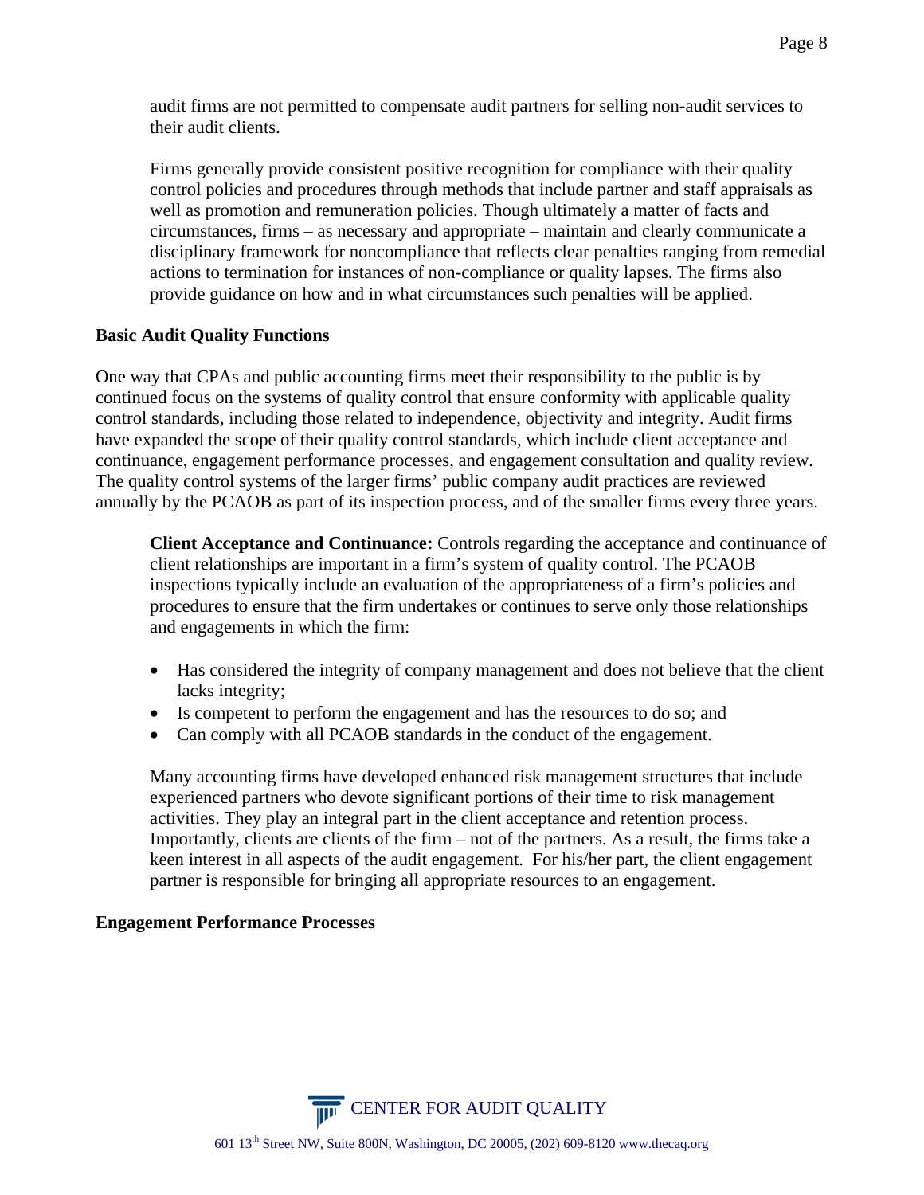audit firms are not permitted to compensate audit partners for selling non-audit services to their audit clients.

Firms generally provide consistent positive recognition for compliance with their quality control policies and procedures through methods that include partner and staff appraisals as well as promotion and remuneration policies. Though ultimately a matter of facts and circumstances, firms – as necessary and appropriate – maintain and clearly communicate a disciplinary framework for noncompliance that reflects clear penalties ranging from remedial actions to termination for instances of non-compliance or quality lapses. The firms also provide guidance on how and in what circumstances such penalties will be applied.

**Basic Audit Quality Functions**

One way that CPAs and public accounting firms meet their responsibility to the public is by continued focus on the systems of quality control that ensure conformity with applicable quality control standards, including those related to independence, objectivity and integrity. Audit firms have expanded the scope of their quality control standards, which include client acceptance and continuance, engagement performance processes, and engagement consultation and quality review. The quality control systems of the larger firms' public company audit practices are reviewed annually by the PCAOB as part of its inspection process, and of the smaller firms every three years.

**Client Acceptance and Continuance:** Controls regarding the acceptance and continuance of client relationships are important in a firm's system of quality control. The PCAOB inspections typically include an evaluation of the appropriateness of a firm's policies and procedures to ensure that the firm undertakes or continues to serve only those relationships and engagements in which the firm:

- Has considered the integrity of company management and does not believe that the client lacks integrity;
- Is competent to perform the engagement and has the resources to do so; and
- Can comply with all PCAOB standards in the conduct of the engagement.

Many accounting firms have developed enhanced risk management structures that include experienced partners who devote significant portions of their time to risk management activities. They play an integral part in the client acceptance and retention process. Importantly, clients are clients of the firm – not of the partners. As a result, the firms take a keen interest in all aspects of the audit engagement. For his/her part, the client engagement partner is responsible for bringing all appropriate resources to an engagement.

**Engagement Performance Processes**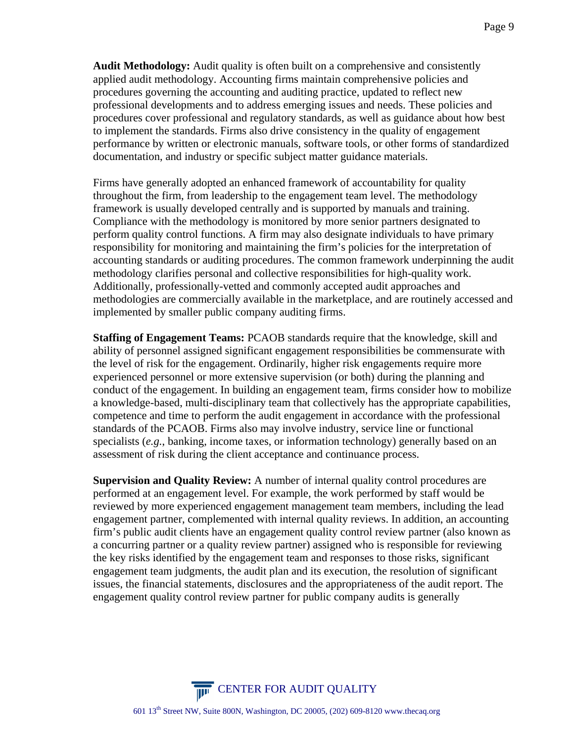**Audit Methodology:** Audit quality is often built on a comprehensive and consistently applied audit methodology. Accounting firms maintain comprehensive policies and procedures governing the accounting and auditing practice, updated to reflect new professional developments and to address emerging issues and needs. These policies and procedures cover professional and regulatory standards, as well as guidance about how best to implement the standards. Firms also drive consistency in the quality of engagement performance by written or electronic manuals, software tools, or other forms of standardized documentation, and industry or specific subject matter guidance materials.

Firms have generally adopted an enhanced framework of accountability for quality throughout the firm, from leadership to the engagement team level. The methodology framework is usually developed centrally and is supported by manuals and training. Compliance with the methodology is monitored by more senior partners designated to perform quality control functions. A firm may also designate individuals to have primary responsibility for monitoring and maintaining the firm's policies for the interpretation of accounting standards or auditing procedures. The common framework underpinning the audit methodology clarifies personal and collective responsibilities for high-quality work. Additionally, professionally-vetted and commonly accepted audit approaches and methodologies are commercially available in the marketplace, and are routinely accessed and implemented by smaller public company auditing firms.

**Staffing of Engagement Teams:** PCAOB standards require that the knowledge, skill and ability of personnel assigned significant engagement responsibilities be commensurate with the level of risk for the engagement. Ordinarily, higher risk engagements require more experienced personnel or more extensive supervision (or both) during the planning and conduct of the engagement. In building an engagement team, firms consider how to mobilize a knowledge-based, multi-disciplinary team that collectively has the appropriate capabilities, competence and time to perform the audit engagement in accordance with the professional standards of the PCAOB. Firms also may involve industry, service line or functional specialists (*e.g.*, banking, income taxes, or information technology) generally based on an assessment of risk during the client acceptance and continuance process.

**Supervision and Quality Review:** A number of internal quality control procedures are performed at an engagement level. For example, the work performed by staff would be reviewed by more experienced engagement management team members, including the lead engagement partner, complemented with internal quality reviews. In addition, an accounting firm's public audit clients have an engagement quality control review partner (also known as a concurring partner or a quality review partner) assigned who is responsible for reviewing the key risks identified by the engagement team and responses to those risks, significant engagement team judgments, the audit plan and its execution, the resolution of significant issues, the financial statements, disclosures and the appropriateness of the audit report. The engagement quality control review partner for public company audits is generally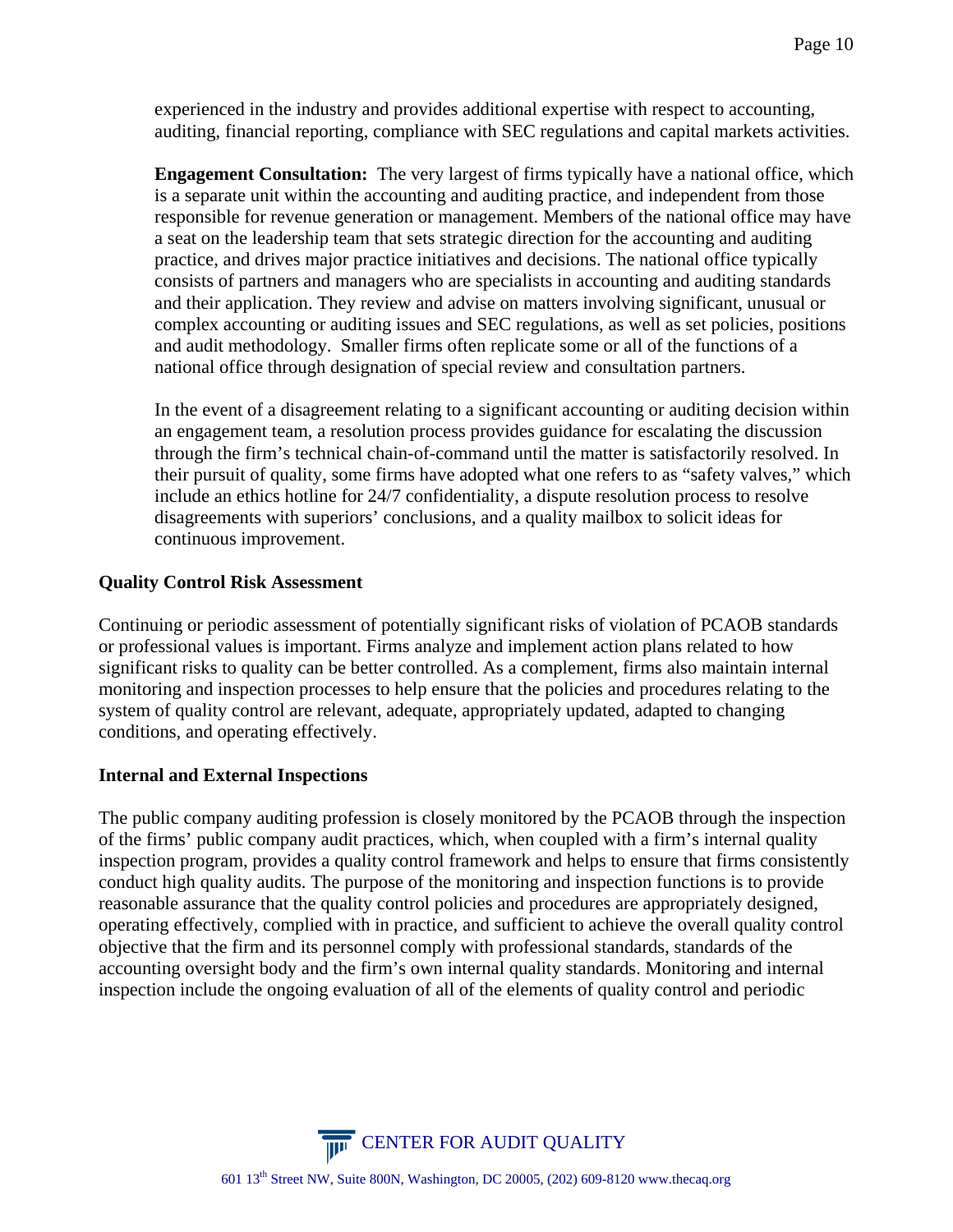experienced in the industry and provides additional expertise with respect to accounting, auditing, financial reporting, compliance with SEC regulations and capital markets activities.

**Engagement Consultation:** The very largest of firms typically have a national office, which is a separate unit within the accounting and auditing practice, and independent from those responsible for revenue generation or management. Members of the national office may have a seat on the leadership team that sets strategic direction for the accounting and auditing practice, and drives major practice initiatives and decisions. The national office typically consists of partners and managers who are specialists in accounting and auditing standards and their application. They review and advise on matters involving significant, unusual or complex accounting or auditing issues and SEC regulations, as well as set policies, positions and audit methodology. Smaller firms often replicate some or all of the functions of a national office through designation of special review and consultation partners.

In the event of a disagreement relating to a significant accounting or auditing decision within an engagement team, a resolution process provides guidance for escalating the discussion through the firm's technical chain-of-command until the matter is satisfactorily resolved. In their pursuit of quality, some firms have adopted what one refers to as "safety valves," which include an ethics hotline for 24/7 confidentiality, a dispute resolution process to resolve disagreements with superiors' conclusions, and a quality mailbox to solicit ideas for continuous improvement.

**Quality Control Risk Assessment**

Continuing or periodic assessment of potentially significant risks of violation of PCAOB standards or professional values is important. Firms analyze and implement action plans related to how significant risks to quality can be better controlled. As a complement, firms also maintain internal monitoring and inspection processes to help ensure that the policies and procedures relating to the system of quality control are relevant, adequate, appropriately updated, adapted to changing conditions, and operating effectively.

**Internal and External Inspections**

The public company auditing profession is closely monitored by the PCAOB through the inspection of the firms' public company audit practices, which, when coupled with a firm's internal quality inspection program, provides a quality control framework and helps to ensure that firms consistently conduct high quality audits. The purpose of the monitoring and inspection functions is to provide reasonable assurance that the quality control policies and procedures are appropriately designed, operating effectively, complied with in practice, and sufficient to achieve the overall quality control objective that the firm and its personnel comply with professional standards, standards of the accounting oversight body and the firm's own internal quality standards. Monitoring and internal inspection include the ongoing evaluation of all of the elements of quality control and periodic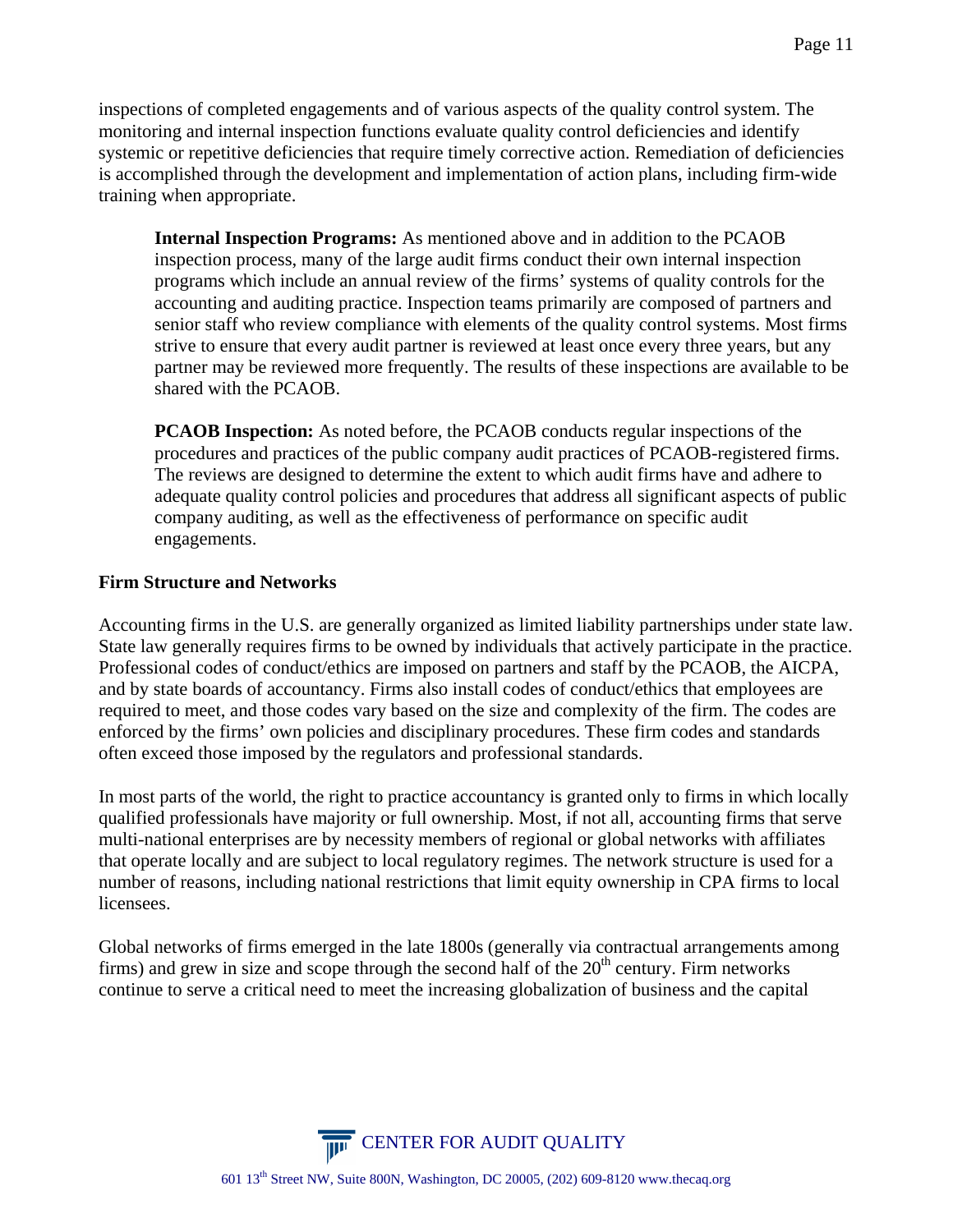inspections of completed engagements and of various aspects of the quality control system. The monitoring and internal inspection functions evaluate quality control deficiencies and identify systemic or repetitive deficiencies that require timely corrective action. Remediation of deficiencies is accomplished through the development and implementation of action plans, including firm-wide training when appropriate.

> **Internal Inspection Programs:** As mentioned above and in addition to the PCAOB inspection process, many of the large audit firms conduct their own internal inspection programs which include an annual review of the firms' systems of quality controls for the accounting and auditing practice. Inspection teams primarily are composed of partners and senior staff who review compliance with elements of the quality control systems. Most firms strive to ensure that every audit partner is reviewed at least once every three years, but any partner may be reviewed more frequently. The results of these inspections are available to be shared with the PCAOB.

> **PCAOB Inspection:** As noted before, the PCAOB conducts regular inspections of the procedures and practices of the public company audit practices of PCAOB-registered firms. The reviews are designed to determine the extent to which audit firms have and adhere to adequate quality control policies and procedures that address all significant aspects of public company auditing, as well as the effectiveness of performance on specific audit engagements.

**Firm Structure and Networks**

Accounting firms in the U.S. are generally organized as limited liability partnerships under state law. State law generally requires firms to be owned by individuals that actively participate in the practice. Professional codes of conduct/ethics are imposed on partners and staff by the PCAOB, the AICPA, and by state boards of accountancy. Firms also install codes of conduct/ethics that employees are required to meet, and those codes vary based on the size and complexity of the firm. The codes are enforced by the firms' own policies and disciplinary procedures. These firm codes and standards often exceed those imposed by the regulators and professional standards.

In most parts of the world, the right to practice accountancy is granted only to firms in which locally qualified professionals have majority or full ownership. Most, if not all, accounting firms that serve multi-national enterprises are by necessity members of regional or global networks with affiliates that operate locally and are subject to local regulatory regimes. The network structure is used for a number of reasons, including national restrictions that limit equity ownership in CPA firms to local licensees.

Global networks of firms emerged in the late 1800s (generally via contractual arrangements among firms) and grew in size and scope through the second half of the 20th century. Firm networks continue to serve a critical need to meet the increasing globalization of business and the capital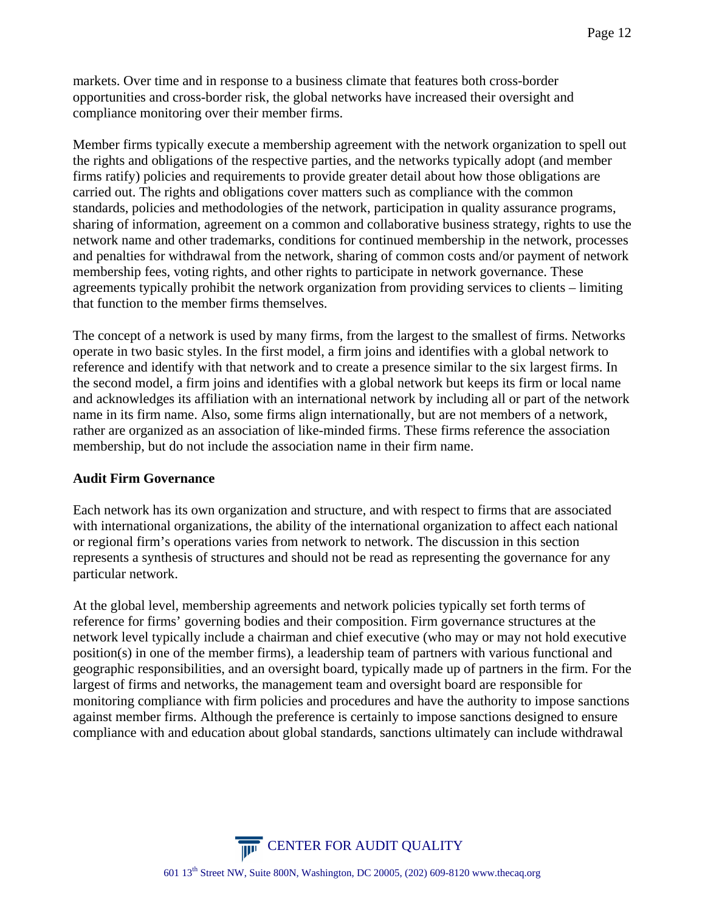markets. Over time and in response to a business climate that features both cross-border opportunities and cross-border risk, the global networks have increased their oversight and compliance monitoring over their member firms.

Member firms typically execute a membership agreement with the network organization to spell out the rights and obligations of the respective parties, and the networks typically adopt (and member firms ratify) policies and requirements to provide greater detail about how those obligations are carried out. The rights and obligations cover matters such as compliance with the common standards, policies and methodologies of the network, participation in quality assurance programs, sharing of information, agreement on a common and collaborative business strategy, rights to use the network name and other trademarks, conditions for continued membership in the network, processes and penalties for withdrawal from the network, sharing of common costs and/or payment of network membership fees, voting rights, and other rights to participate in network governance. These agreements typically prohibit the network organization from providing services to clients – limiting that function to the member firms themselves.

The concept of a network is used by many firms, from the largest to the smallest of firms. Networks operate in two basic styles. In the first model, a firm joins and identifies with a global network to reference and identify with that network and to create a presence similar to the six largest firms. In the second model, a firm joins and identifies with a global network but keeps its firm or local name and acknowledges its affiliation with an international network by including all or part of the network name in its firm name. Also, some firms align internationally, but are not members of a network, rather are organized as an association of like-minded firms. These firms reference the association membership, but do not include the association name in their firm name.

**Audit Firm Governance**

Each network has its own organization and structure, and with respect to firms that are associated with international organizations, the ability of the international organization to affect each national or regional firm's operations varies from network to network. The discussion in this section represents a synthesis of structures and should not be read as representing the governance for any particular network.

At the global level, membership agreements and network policies typically set forth terms of reference for firms' governing bodies and their composition. Firm governance structures at the network level typically include a chairman and chief executive (who may or may not hold executive position(s) in one of the member firms), a leadership team of partners with various functional and geographic responsibilities, and an oversight board, typically made up of partners in the firm. For the largest of firms and networks, the management team and oversight board are responsible for monitoring compliance with firm policies and procedures and have the authority to impose sanctions against member firms. Although the preference is certainly to impose sanctions designed to ensure compliance with and education about global standards, sanctions ultimately can include withdrawal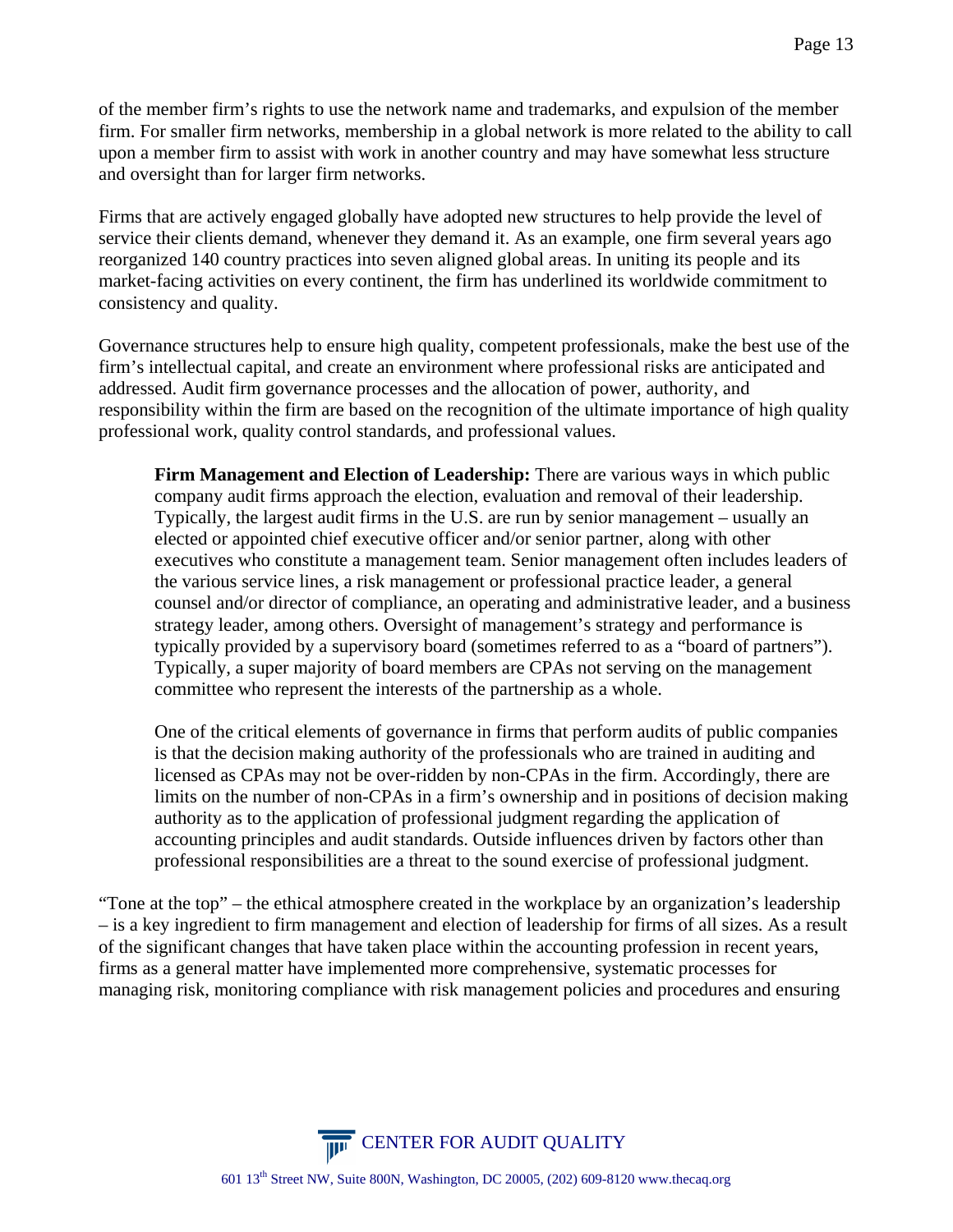of the member firm's rights to use the network name and trademarks, and expulsion of the member firm. For smaller firm networks, membership in a global network is more related to the ability to call upon a member firm to assist with work in another country and may have somewhat less structure and oversight than for larger firm networks.

Firms that are actively engaged globally have adopted new structures to help provide the level of service their clients demand, whenever they demand it. As an example, one firm several years ago reorganized 140 country practices into seven aligned global areas. In uniting its people and its market-facing activities on every continent, the firm has underlined its worldwide commitment to consistency and quality.

Governance structures help to ensure high quality, competent professionals, make the best use of the firm's intellectual capital, and create an environment where professional risks are anticipated and addressed. Audit firm governance processes and the allocation of power, authority, and responsibility within the firm are based on the recognition of the ultimate importance of high quality professional work, quality control standards, and professional values.

> **Firm Management and Election of Leadership:** There are various ways in which public company audit firms approach the election, evaluation and removal of their leadership. Typically, the largest audit firms in the U.S. are run by senior management – usually an elected or appointed chief executive officer and/or senior partner, along with other executives who constitute a management team. Senior management often includes leaders of the various service lines, a risk management or professional practice leader, a general counsel and/or director of compliance, an operating and administrative leader, and a business strategy leader, among others. Oversight of management's strategy and performance is typically provided by a supervisory board (sometimes referred to as a "board of partners"). Typically, a super majority of board members are CPAs not serving on the management committee who represent the interests of the partnership as a whole.
>
> One of the critical elements of governance in firms that perform audits of public companies is that the decision making authority of the professionals who are trained in auditing and licensed as CPAs may not be over-ridden by non-CPAs in the firm. Accordingly, there are limits on the number of non-CPAs in a firm's ownership and in positions of decision making authority as to the application of professional judgment regarding the application of accounting principles and audit standards. Outside influences driven by factors other than professional responsibilities are a threat to the sound exercise of professional judgment.

"Tone at the top" – the ethical atmosphere created in the workplace by an organization's leadership – is a key ingredient to firm management and election of leadership for firms of all sizes. As a result of the significant changes that have taken place within the accounting profession in recent years, firms as a general matter have implemented more comprehensive, systematic processes for managing risk, monitoring compliance with risk management policies and procedures and ensuring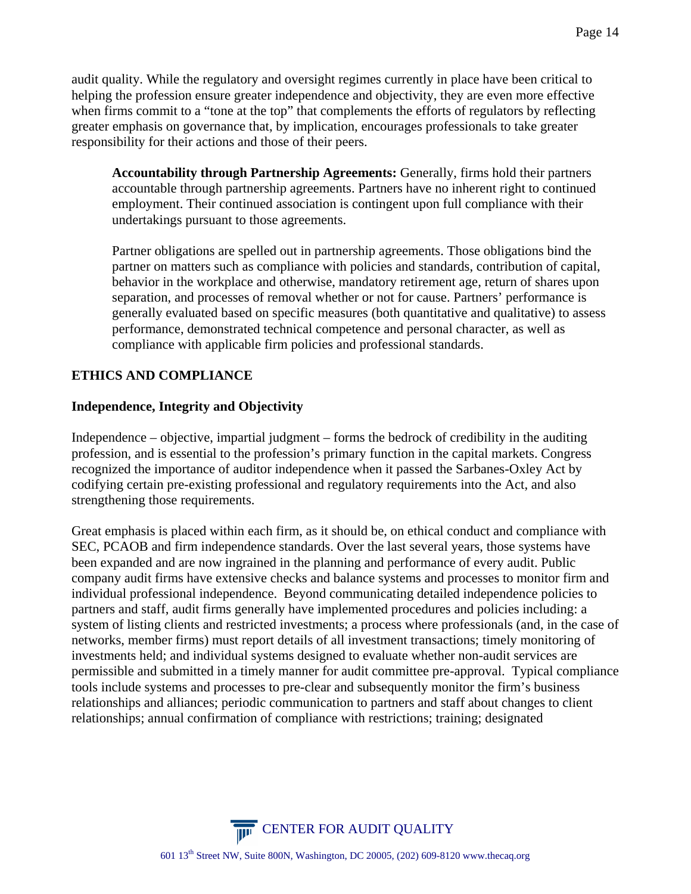audit quality. While the regulatory and oversight regimes currently in place have been critical to helping the profession ensure greater independence and objectivity, they are even more effective when firms commit to a "tone at the top" that complements the efforts of regulators by reflecting greater emphasis on governance that, by implication, encourages professionals to take greater responsibility for their actions and those of their peers.

> **Accountability through Partnership Agreements:** Generally, firms hold their partners accountable through partnership agreements. Partners have no inherent right to continued employment. Their continued association is contingent upon full compliance with their undertakings pursuant to those agreements.
>
> Partner obligations are spelled out in partnership agreements. Those obligations bind the partner on matters such as compliance with policies and standards, contribution of capital, behavior in the workplace and otherwise, mandatory retirement age, return of shares upon separation, and processes of removal whether or not for cause. Partners' performance is generally evaluated based on specific measures (both quantitative and qualitative) to assess performance, demonstrated technical competence and personal character, as well as compliance with applicable firm policies and professional standards.

## ETHICS AND COMPLIANCE

### Independence, Integrity and Objectivity

Independence – objective, impartial judgment – forms the bedrock of credibility in the auditing profession, and is essential to the profession's primary function in the capital markets. Congress recognized the importance of auditor independence when it passed the Sarbanes-Oxley Act by codifying certain pre-existing professional and regulatory requirements into the Act, and also strengthening those requirements.

Great emphasis is placed within each firm, as it should be, on ethical conduct and compliance with SEC, PCAOB and firm independence standards. Over the last several years, those systems have been expanded and are now ingrained in the planning and performance of every audit. Public company audit firms have extensive checks and balance systems and processes to monitor firm and individual professional independence. Beyond communicating detailed independence policies to partners and staff, audit firms generally have implemented procedures and policies including: a system of listing clients and restricted investments; a process where professionals (and, in the case of networks, member firms) must report details of all investment transactions; timely monitoring of investments held; and individual systems designed to evaluate whether non-audit services are permissible and submitted in a timely manner for audit committee pre-approval. Typical compliance tools include systems and processes to pre-clear and subsequently monitor the firm's business relationships and alliances; periodic communication to partners and staff about changes to client relationships; annual confirmation of compliance with restrictions; training; designated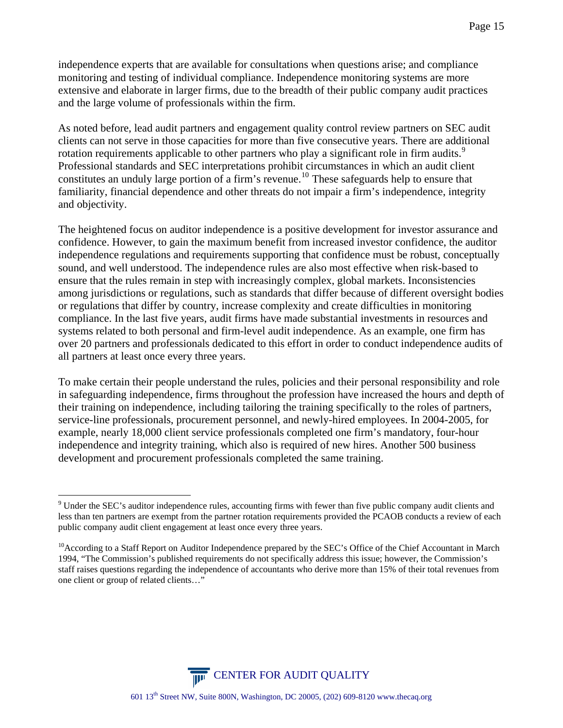independence experts that are available for consultations when questions arise; and compliance monitoring and testing of individual compliance. Independence monitoring systems are more extensive and elaborate in larger firms, due to the breadth of their public company audit practices and the large volume of professionals within the firm.

As noted before, lead audit partners and engagement quality control review partners on SEC audit clients can not serve in those capacities for more than five consecutive years. There are additional rotation requirements applicable to other partners who play a significant role in firm audits.[9] Professional standards and SEC interpretations prohibit circumstances in which an audit client constitutes an unduly large portion of a firm's revenue.[10] These safeguards help to ensure that familiarity, financial dependence and other threats do not impair a firm's independence, integrity and objectivity.

The heightened focus on auditor independence is a positive development for investor assurance and confidence. However, to gain the maximum benefit from increased investor confidence, the auditor independence regulations and requirements supporting that confidence must be robust, conceptually sound, and well understood. The independence rules are also most effective when risk-based to ensure that the rules remain in step with increasingly complex, global markets. Inconsistencies among jurisdictions or regulations, such as standards that differ because of different oversight bodies or regulations that differ by country, increase complexity and create difficulties in monitoring compliance. In the last five years, audit firms have made substantial investments in resources and systems related to both personal and firm-level audit independence. As an example, one firm has over 20 partners and professionals dedicated to this effort in order to conduct independence audits of all partners at least once every three years.

To make certain their people understand the rules, policies and their personal responsibility and role in safeguarding independence, firms throughout the profession have increased the hours and depth of their training on independence, including tailoring the training specifically to the roles of partners, service-line professionals, procurement personnel, and newly-hired employees. In 2004-2005, for example, nearly 18,000 client service professionals completed one firm's mandatory, four-hour independence and integrity training, which also is required of new hires. Another 500 business development and procurement professionals completed the same training.

---

[9] Under the SEC's auditor independence rules, accounting firms with fewer than five public company audit clients and less than ten partners are exempt from the partner rotation requirements provided the PCAOB conducts a review of each public company audit client engagement at least once every three years.

[10] According to a Staff Report on Auditor Independence prepared by the SEC's Office of the Chief Accountant in March 1994, "The Commission's published requirements do not specifically address this issue; however, the Commission's staff raises questions regarding the independence of accountants who derive more than 15% of their total revenues from one client or group of related clients…"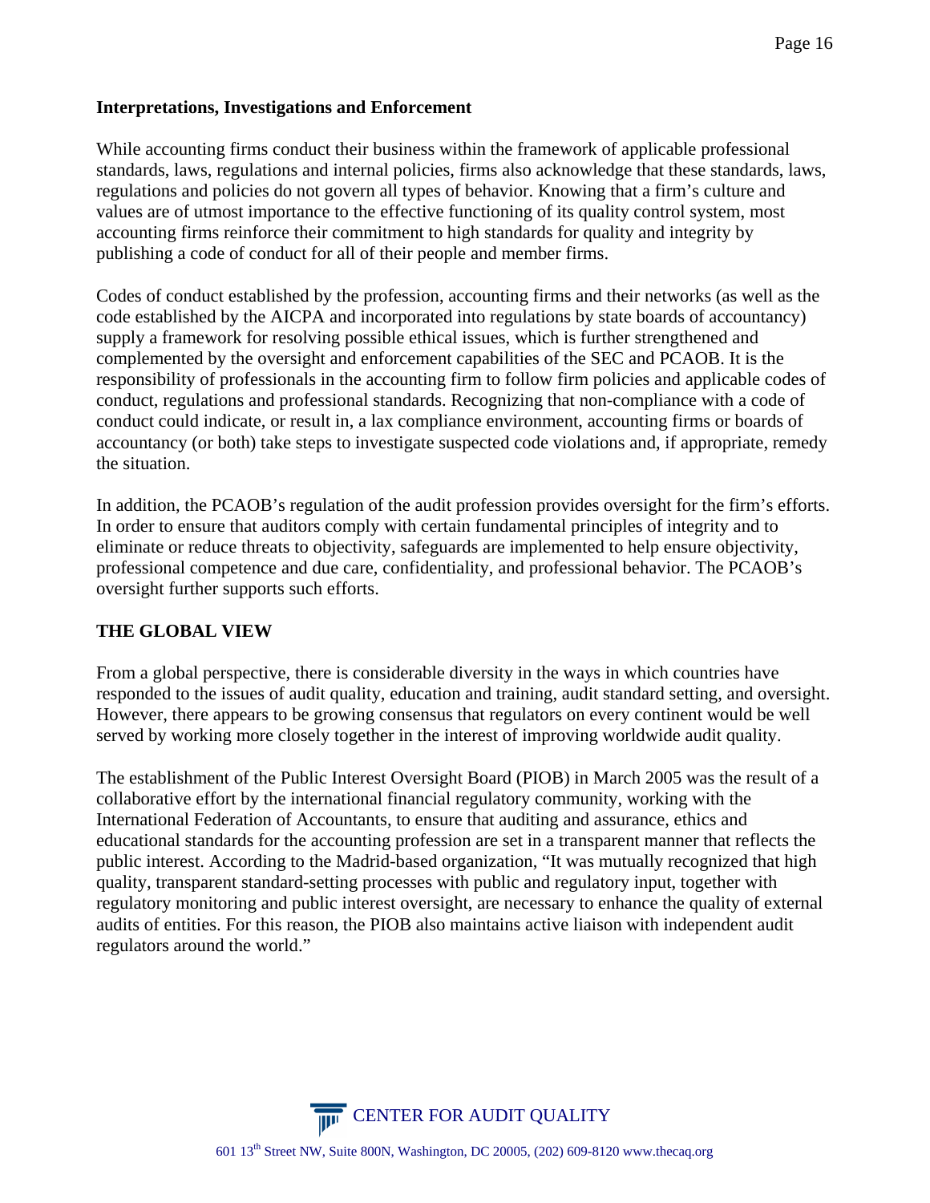### Interpretations, Investigations and Enforcement

While accounting firms conduct their business within the framework of applicable professional standards, laws, regulations and internal policies, firms also acknowledge that these standards, laws, regulations and policies do not govern all types of behavior. Knowing that a firm's culture and values are of utmost importance to the effective functioning of its quality control system, most accounting firms reinforce their commitment to high standards for quality and integrity by publishing a code of conduct for all of their people and member firms.

Codes of conduct established by the profession, accounting firms and their networks (as well as the code established by the AICPA and incorporated into regulations by state boards of accountancy) supply a framework for resolving possible ethical issues, which is further strengthened and complemented by the oversight and enforcement capabilities of the SEC and PCAOB. It is the responsibility of professionals in the accounting firm to follow firm policies and applicable codes of conduct, regulations and professional standards. Recognizing that non-compliance with a code of conduct could indicate, or result in, a lax compliance environment, accounting firms or boards of accountancy (or both) take steps to investigate suspected code violations and, if appropriate, remedy the situation.

In addition, the PCAOB's regulation of the audit profession provides oversight for the firm's efforts. In order to ensure that auditors comply with certain fundamental principles of integrity and to eliminate or reduce threats to objectivity, safeguards are implemented to help ensure objectivity, professional competence and due care, confidentiality, and professional behavior. The PCAOB's oversight further supports such efforts.

## THE GLOBAL VIEW

From a global perspective, there is considerable diversity in the ways in which countries have responded to the issues of audit quality, education and training, audit standard setting, and oversight. However, there appears to be growing consensus that regulators on every continent would be well served by working more closely together in the interest of improving worldwide audit quality.

The establishment of the Public Interest Oversight Board (PIOB) in March 2005 was the result of a collaborative effort by the international financial regulatory community, working with the International Federation of Accountants, to ensure that auditing and assurance, ethics and educational standards for the accounting profession are set in a transparent manner that reflects the public interest. According to the Madrid-based organization, "It was mutually recognized that high quality, transparent standard-setting processes with public and regulatory input, together with regulatory monitoring and public interest oversight, are necessary to enhance the quality of external audits of entities. For this reason, the PIOB also maintains active liaison with independent audit regulators around the world."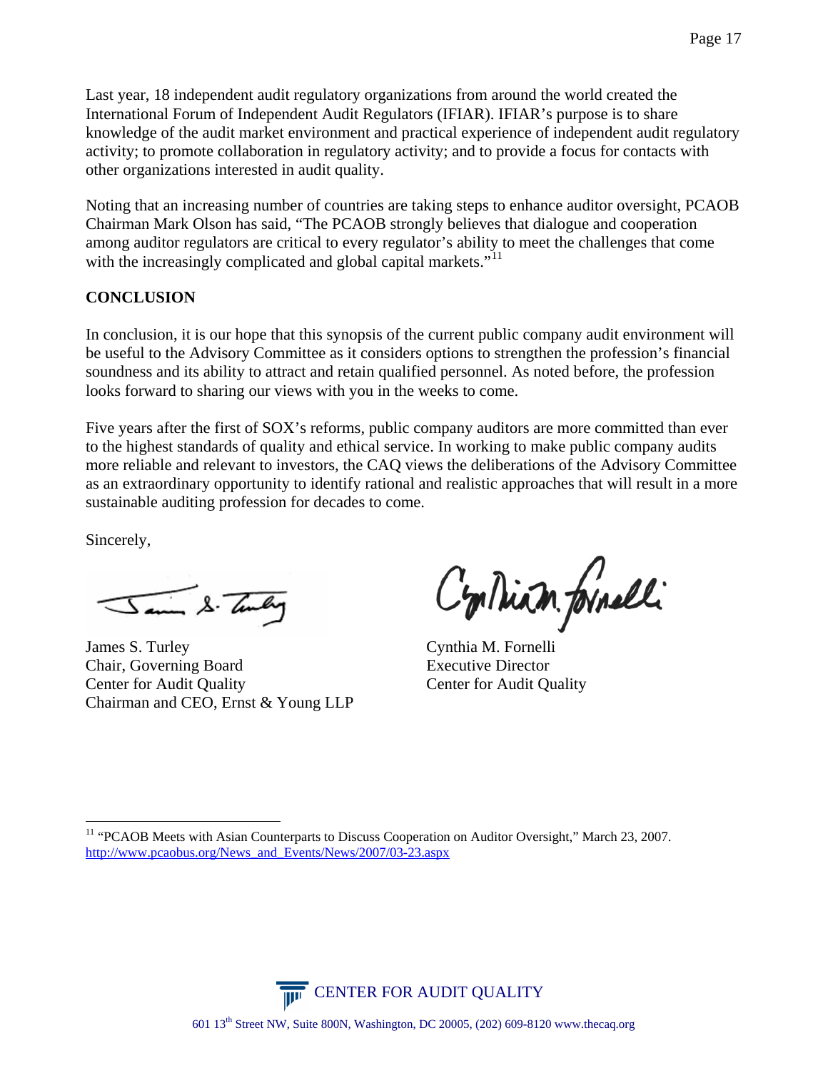Last year, 18 independent audit regulatory organizations from around the world created the International Forum of Independent Audit Regulators (IFIAR). IFIAR's purpose is to share knowledge of the audit market environment and practical experience of independent audit regulatory activity; to promote collaboration in regulatory activity; and to provide a focus for contacts with other organizations interested in audit quality.

Noting that an increasing number of countries are taking steps to enhance auditor oversight, PCAOB Chairman Mark Olson has said, "The PCAOB strongly believes that dialogue and cooperation among auditor regulators are critical to every regulator's ability to meet the challenges that come with the increasingly complicated and global capital markets."[11]

**CONCLUSION**

In conclusion, it is our hope that this synopsis of the current public company audit environment will be useful to the Advisory Committee as it considers options to strengthen the profession's financial soundness and its ability to attract and retain qualified personnel. As noted before, the profession looks forward to sharing our views with you in the weeks to come.

Five years after the first of SOX's reforms, public company auditors are more committed than ever to the highest standards of quality and ethical service. In working to make public company audits more reliable and relevant to investors, the CAQ views the deliberations of the Advisory Committee as an extraordinary opportunity to identify rational and realistic approaches that will result in a more sustainable auditing profession for decades to come.

Sincerely,

James S. Turley
Chair, Governing Board
Center for Audit Quality
Chairman and CEO, Ernst & Young LLP

Cynthia M. Fornelli
Executive Director
Center for Audit Quality

[11] "PCAOB Meets with Asian Counterparts to Discuss Cooperation on Auditor Oversight," March 23, 2007. http://www.pcaobus.org/News_and_Events/News/2007/03-23.aspx

CENTER FOR AUDIT QUALITY

601 13th Street NW, Suite 800N, Washington, DC 20005, (202) 609-8120 www.thecaq.org